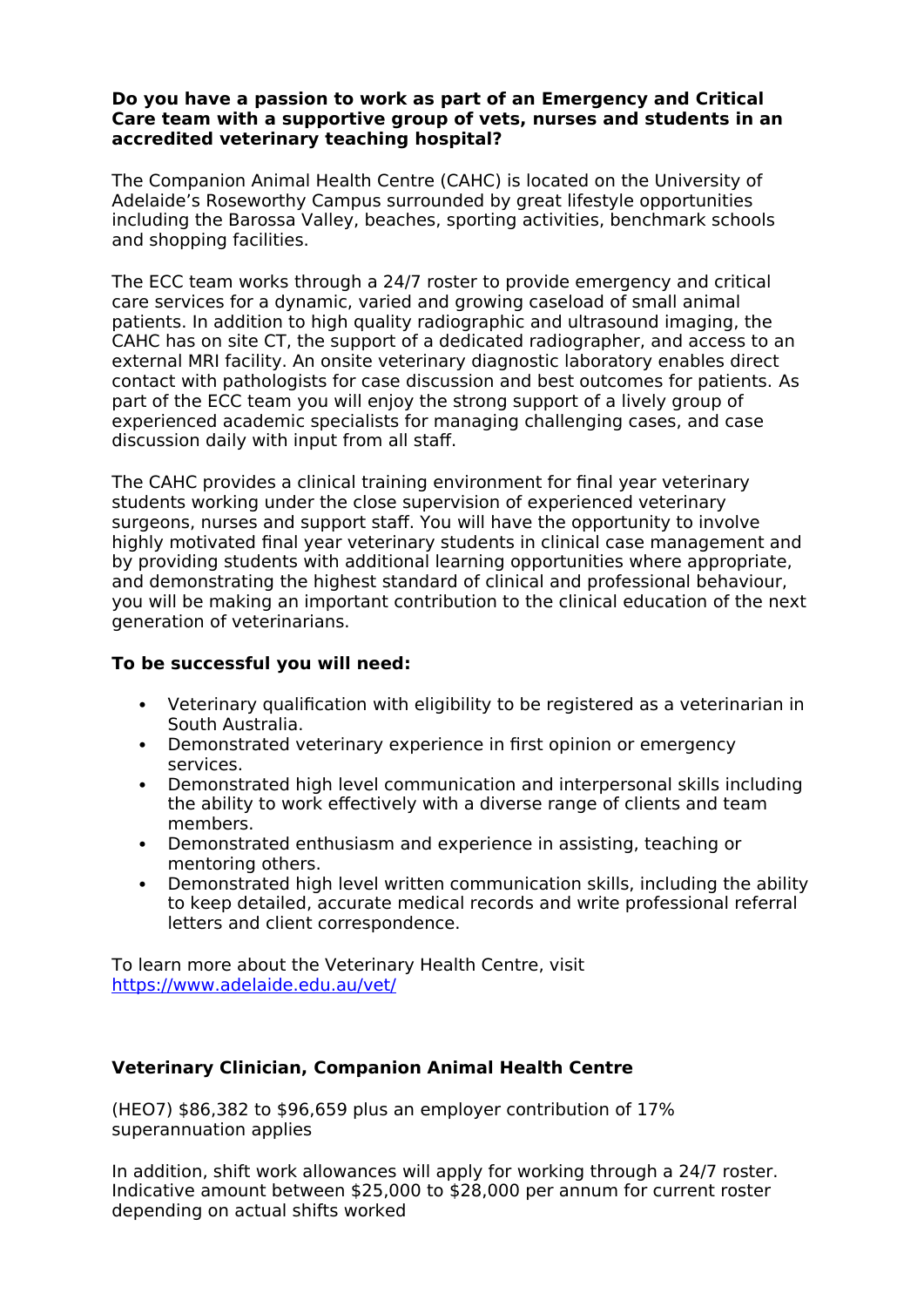**Do you have a passion to work as part of an Emergency and Critical Care team with a supportive group of vets, nurses and students in an accredited veterinary teaching hospital?**

The Companion Animal Health Centre (CAHC) is located on the University of Adelaide's Roseworthy Campus surrounded by great lifestyle opportunities including the Barossa Valley, beaches, sporting activities, benchmark schools and shopping facilities.

The ECC team works through a 24/7 roster to provide emergency and critical care services for a dynamic, varied and growing caseload of small animal patients. In addition to high quality radiographic and ultrasound imaging, the CAHC has on site CT, the support of a dedicated radiographer, and access to an external MRI facility. An onsite veterinary diagnostic laboratory enables direct contact with pathologists for case discussion and best outcomes for patients. As part of the ECC team you will enjoy the strong support of a lively group of experienced academic specialists for managing challenging cases, and case discussion daily with input from all staff.

The CAHC provides a clinical training environment for final year veterinary students working under the close supervision of experienced veterinary surgeons, nurses and support staff. You will have the opportunity to involve highly motivated final year veterinary students in clinical case management and by providing students with additional learning opportunities where appropriate, and demonstrating the highest standard of clinical and professional behaviour, you will be making an important contribution to the clinical education of the next generation of veterinarians.

**To be successful you will need:**

- Veterinary qualification with eligibility to be registered as a veterinarian in South Australia.
- Demonstrated veterinary experience in first opinion or emergency services.
- Demonstrated high level communication and interpersonal skills including the ability to work effectively with a diverse range of clients and team members.
- Demonstrated enthusiasm and experience in assisting, teaching or mentoring others.
- Demonstrated high level written communication skills, including the ability to keep detailed, accurate medical records and write professional referral letters and client correspondence.

To learn more about the Veterinary Health Centre, visit [https://www.adelaide.edu.au/vet/](https://www.adelaide.edu.au/vet/)

**Veterinary Clinician, Companion Animal Health Centre**

(HEO7) $86,382 to $96,659 plus an employer contribution of 17% superannuation applies

In addition, shift work allowances will apply for working through a 24/7 roster. Indicative amount between $25,000 to $28,000 per annum for current roster depending on actual shifts worked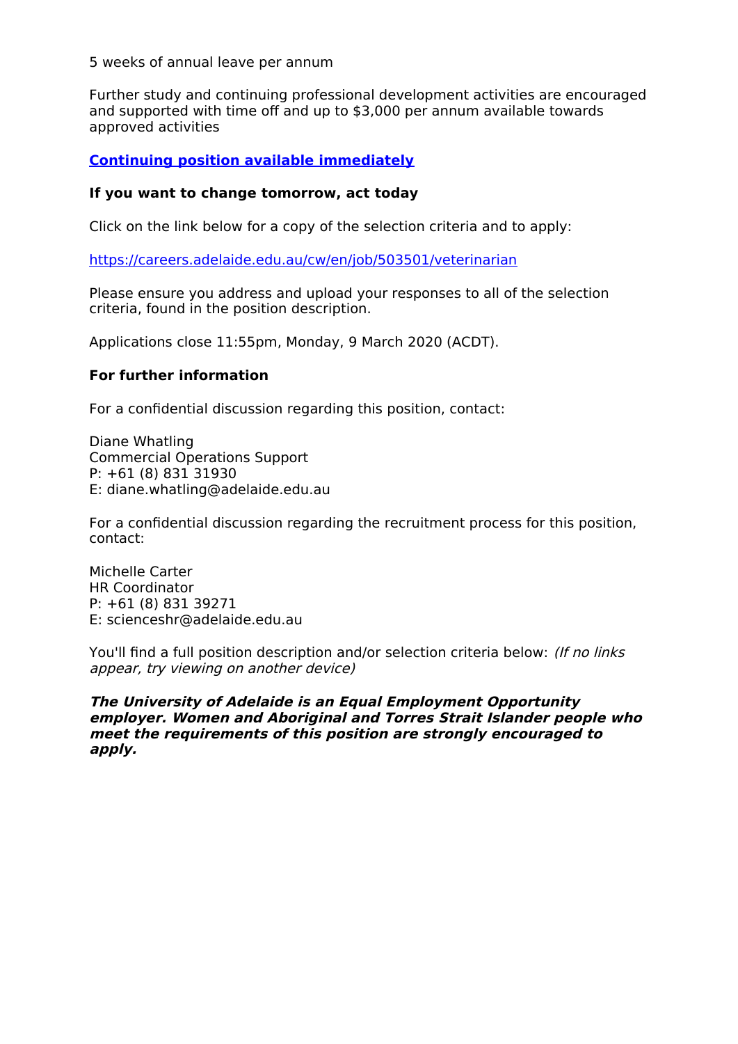5 weeks of annual leave per annum

Further study and continuing professional development activities are encouraged and supported with time off and up to $3,000 per annum available towards approved activities

**Continuing position available immediately**

**If you want to change tomorrow, act today**

Click on the link below for a copy of the selection criteria and to apply:

https://careers.adelaide.edu.au/cw/en/job/503501/veterinarian

Please ensure you address and upload your responses to all of the selection criteria, found in the position description.

Applications close 11:55pm, Monday, 9 March 2020 (ACDT).

**For further information**

For a confidential discussion regarding this position, contact:

Diane Whatling
Commercial Operations Support
P: +61 (8) 831 31930
E: diane.whatling@adelaide.edu.au

For a confidential discussion regarding the recruitment process for this position, contact:

Michelle Carter
HR Coordinator
P: +61 (8) 831 39271
E: scienceshr@adelaide.edu.au

You'll find a full position description and/or selection criteria below: *(If no links appear, try viewing on another device)*

***The University of Adelaide is an Equal Employment Opportunity employer. Women and Aboriginal and Torres Strait Islander people who meet the requirements of this position are strongly encouraged to apply.***